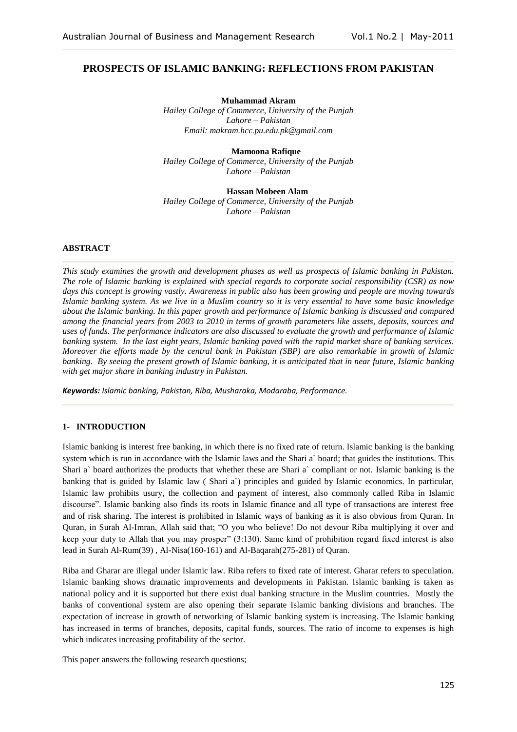# PROSPECTS OF ISLAMIC BANKING: REFLECTIONS FROM PAKISTAN

**Muhammad Akram**
*Hailey College of Commerce, University of the Punjab*
*Lahore – Pakistan*
*Email: makram.hcc.pu.edu.pk@gmail.com*

**Mamoona Rafique**
*Hailey College of Commerce, University of the Punjab*
*Lahore – Pakistan*

**Hassan Mobeen Alam**
*Hailey College of Commerce, University of the Punjab*
*Lahore – Pakistan*

## ABSTRACT

*This study examines the growth and development phases as well as prospects of Islamic banking in Pakistan. The role of Islamic banking is explained with special regards to corporate social responsibility (CSR) as now days this concept is growing vastly. Awareness in public also has been growing and people are moving towards Islamic banking system. As we live in a Muslim country so it is very essential to have some basic knowledge about the Islamic banking. In this paper growth and performance of Islamic banking is discussed and compared among the financial years from 2003 to 2010 in terms of growth parameters like assets, deposits, sources and uses of funds. The performance indicators are also discussed to evaluate the growth and performance of Islamic banking system. In the last eight years, Islamic banking paved with the rapid market share of banking services. Moreover the efforts made by the central bank in Pakistan (SBP) are also remarkable in growth of Islamic banking. By seeing the present growth of Islamic banking, it is anticipated that in near future, Islamic banking with get major share in banking industry in Pakistan.*

***Keywords:*** *Islamic banking, Pakistan, Riba, Musharaka, Modaraba, Performance.*

## 1- INTRODUCTION

Islamic banking is interest free banking, in which there is no fixed rate of return. Islamic banking is the banking system which is run in accordance with the Islamic laws and the Shari a` board; that guides the institutions. This Shari a` board authorizes the products that whether these are Shari a` compliant or not. Islamic banking is the banking that is guided by Islamic law ( Shari a`) principles and guided by Islamic economics. In particular, Islamic law prohibits usury, the collection and payment of interest, also commonly called Riba in Islamic discourse". Islamic banking also finds its roots in Islamic finance and all type of transactions are interest free and of risk sharing. The interest is prohibited in Islamic ways of banking as it is also obvious from Quran. In Quran, in Surah Al-Imran, Allah said that; "O you who believe! Do not devour Riba multiplying it over and keep your duty to Allah that you may prosper" (3:130). Same kind of prohibition regard fixed interest is also lead in Surah Al-Rum(39) , Al-Nisa(160-161) and Al-Baqarah(275-281) of Quran.

Riba and Gharar are illegal under Islamic law. Riba refers to fixed rate of interest. Gharar refers to speculation. Islamic banking shows dramatic improvements and developments in Pakistan. Islamic banking is taken as national policy and it is supported but there exist dual banking structure in the Muslim countries. Mostly the banks of conventional system are also opening their separate Islamic banking divisions and branches. The expectation of increase in growth of networking of Islamic banking system is increasing. The Islamic banking has increased in terms of branches, deposits, capital funds, sources. The ratio of income to expenses is high which indicates increasing profitability of the sector.

This paper answers the following research questions;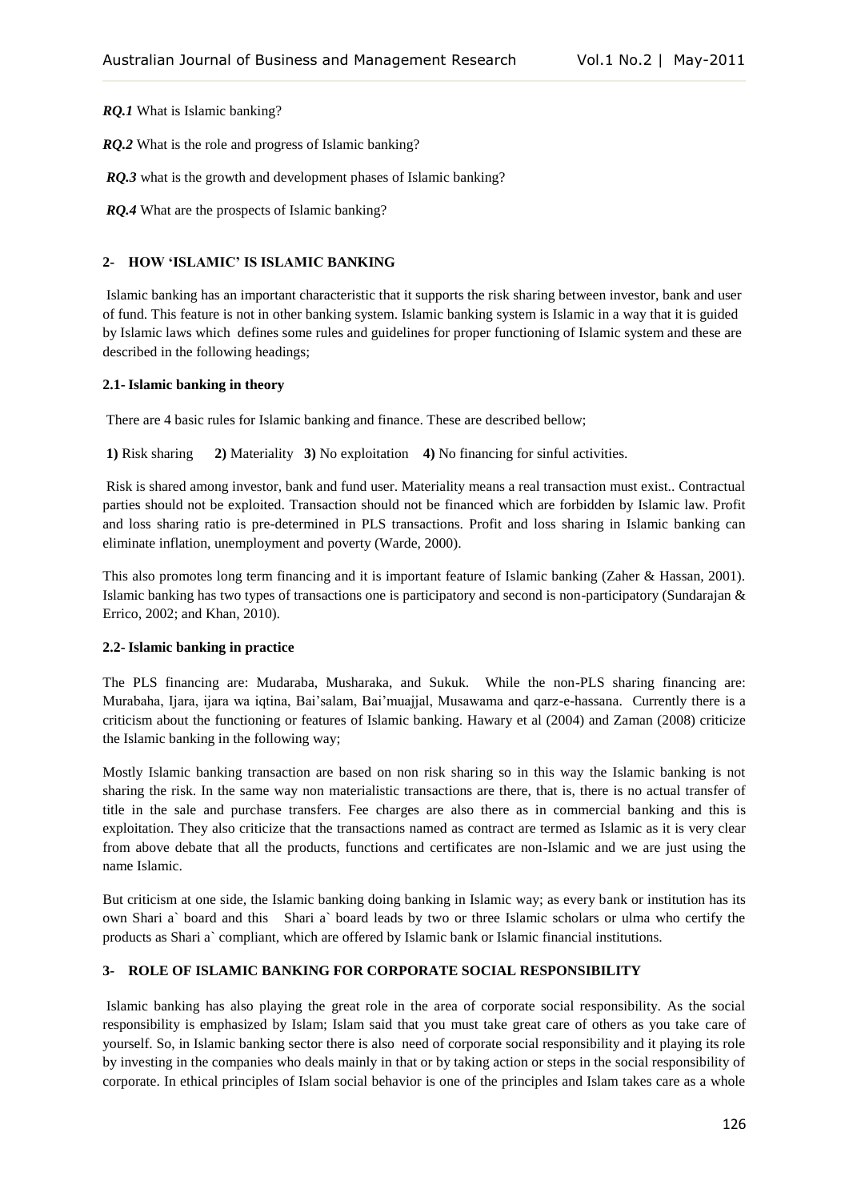***RQ.1*** What is Islamic banking?

***RQ.2*** What is the role and progress of Islamic banking?

***RQ.3*** what is the growth and development phases of Islamic banking?

***RQ.4*** What are the prospects of Islamic banking?

## 2- HOW 'ISLAMIC' IS ISLAMIC BANKING

Islamic banking has an important characteristic that it supports the risk sharing between investor, bank and user of fund. This feature is not in other banking system. Islamic banking system is Islamic in a way that it is guided by Islamic laws which defines some rules and guidelines for proper functioning of Islamic system and these are described in the following headings;

### 2.1- Islamic banking in theory

There are 4 basic rules for Islamic banking and finance. These are described bellow;

**1)** Risk sharing **2)** Materiality **3)** No exploitation **4)** No financing for sinful activities.

Risk is shared among investor, bank and fund user. Materiality means a real transaction must exist.. Contractual parties should not be exploited. Transaction should not be financed which are forbidden by Islamic law. Profit and loss sharing ratio is pre-determined in PLS transactions. Profit and loss sharing in Islamic banking can eliminate inflation, unemployment and poverty (Warde, 2000).

This also promotes long term financing and it is important feature of Islamic banking (Zaher & Hassan, 2001). Islamic banking has two types of transactions one is participatory and second is non-participatory (Sundarajan & Errico, 2002; and Khan, 2010).

### 2.2- Islamic banking in practice

The PLS financing are: Mudaraba, Musharaka, and Sukuk. While the non-PLS sharing financing are: Murabaha, Ijara, ijara wa iqtina, Bai'salam, Bai'muajjal, Musawama and qarz-e-hassana. Currently there is a criticism about the functioning or features of Islamic banking. Hawary et al (2004) and Zaman (2008) criticize the Islamic banking in the following way;

Mostly Islamic banking transaction are based on non risk sharing so in this way the Islamic banking is not sharing the risk. In the same way non materialistic transactions are there, that is, there is no actual transfer of title in the sale and purchase transfers. Fee charges are also there as in commercial banking and this is exploitation. They also criticize that the transactions named as contract are termed as Islamic as it is very clear from above debate that all the products, functions and certificates are non-Islamic and we are just using the name Islamic.

But criticism at one side, the Islamic banking doing banking in Islamic way; as every bank or institution has its own Shari a` board and this Shari a` board leads by two or three Islamic scholars or ulma who certify the products as Shari a` compliant, which are offered by Islamic bank or Islamic financial institutions.

## 3- ROLE OF ISLAMIC BANKING FOR CORPORATE SOCIAL RESPONSIBILITY

Islamic banking has also playing the great role in the area of corporate social responsibility. As the social responsibility is emphasized by Islam; Islam said that you must take great care of others as you take care of yourself. So, in Islamic banking sector there is also need of corporate social responsibility and it playing its role by investing in the companies who deals mainly in that or by taking action or steps in the social responsibility of corporate. In ethical principles of Islam social behavior is one of the principles and Islam takes care as a whole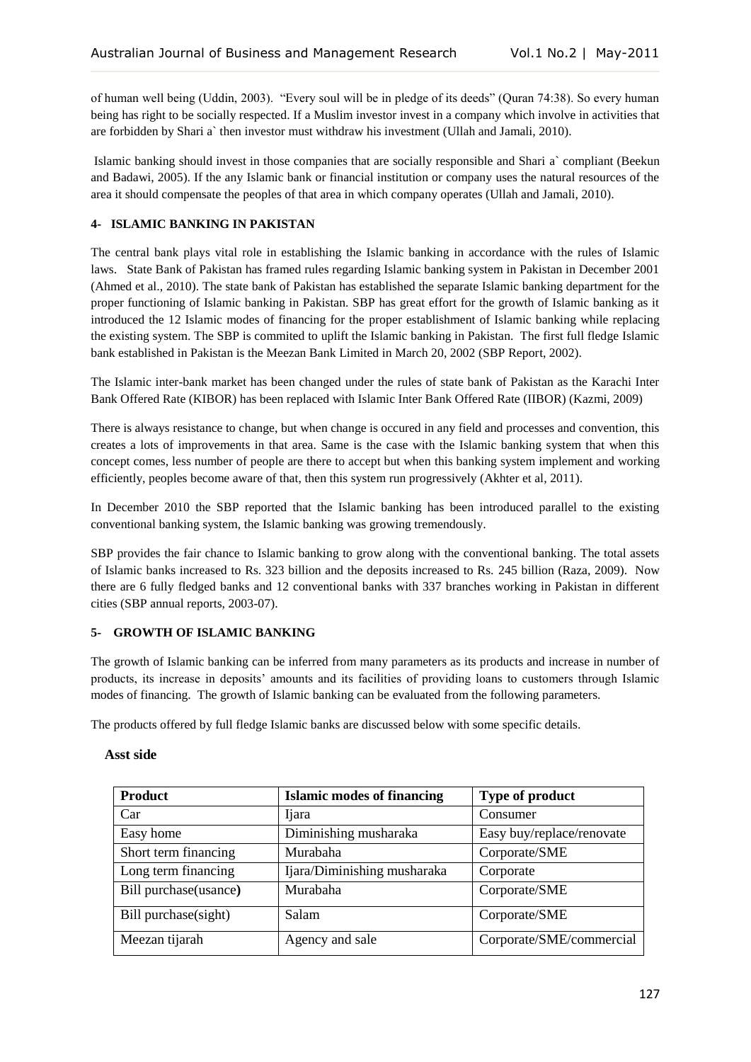of human well being (Uddin, 2003). "Every soul will be in pledge of its deeds" (Quran 74:38). So every human being has right to be socially respected. If a Muslim investor invest in a company which involve in activities that are forbidden by Shari a` then investor must withdraw his investment (Ullah and Jamali, 2010).

Islamic banking should invest in those companies that are socially responsible and Shari a` compliant (Beekun and Badawi, 2005). If the any Islamic bank or financial institution or company uses the natural resources of the area it should compensate the peoples of that area in which company operates (Ullah and Jamali, 2010).

## 4- ISLAMIC BANKING IN PAKISTAN

The central bank plays vital role in establishing the Islamic banking in accordance with the rules of Islamic laws. State Bank of Pakistan has framed rules regarding Islamic banking system in Pakistan in December 2001 (Ahmed et al., 2010). The state bank of Pakistan has established the separate Islamic banking department for the proper functioning of Islamic banking in Pakistan. SBP has great effort for the growth of Islamic banking as it introduced the 12 Islamic modes of financing for the proper establishment of Islamic banking while replacing the existing system. The SBP is commited to uplift the Islamic banking in Pakistan. The first full fledge Islamic bank established in Pakistan is the Meezan Bank Limited in March 20, 2002 (SBP Report, 2002).

The Islamic inter-bank market has been changed under the rules of state bank of Pakistan as the Karachi Inter Bank Offered Rate (KIBOR) has been replaced with Islamic Inter Bank Offered Rate (IIBOR) (Kazmi, 2009)

There is always resistance to change, but when change is occured in any field and processes and convention, this creates a lots of improvements in that area. Same is the case with the Islamic banking system that when this concept comes, less number of people are there to accept but when this banking system implement and working efficiently, peoples become aware of that, then this system run progressively (Akhter et al, 2011).

In December 2010 the SBP reported that the Islamic banking has been introduced parallel to the existing conventional banking system, the Islamic banking was growing tremendously.

SBP provides the fair chance to Islamic banking to grow along with the conventional banking. The total assets of Islamic banks increased to Rs. 323 billion and the deposits increased to Rs. 245 billion (Raza, 2009). Now there are 6 fully fledged banks and 12 conventional banks with 337 branches working in Pakistan in different cities (SBP annual reports, 2003-07).

## 5- GROWTH OF ISLAMIC BANKING

The growth of Islamic banking can be inferred from many parameters as its products and increase in number of products, its increase in deposits' amounts and its facilities of providing loans to customers through Islamic modes of financing. The growth of Islamic banking can be evaluated from the following parameters.

The products offered by full fledge Islamic banks are discussed below with some specific details.

**Asst side**

| Product | Islamic modes of financing | Type of product |
|---|---|---|
| Car | Ijara | Consumer |
| Easy home | Diminishing musharaka | Easy buy/replace/renovate |
| Short term financing | Murabaha | Corporate/SME |
| Long term financing | Ijara/Diminishing musharaka | Corporate |
| Bill purchase(usance) | Murabaha | Corporate/SME |
| Bill purchase(sight) | Salam | Corporate/SME |
| Meezan tijarah | Agency and sale | Corporate/SME/commercial |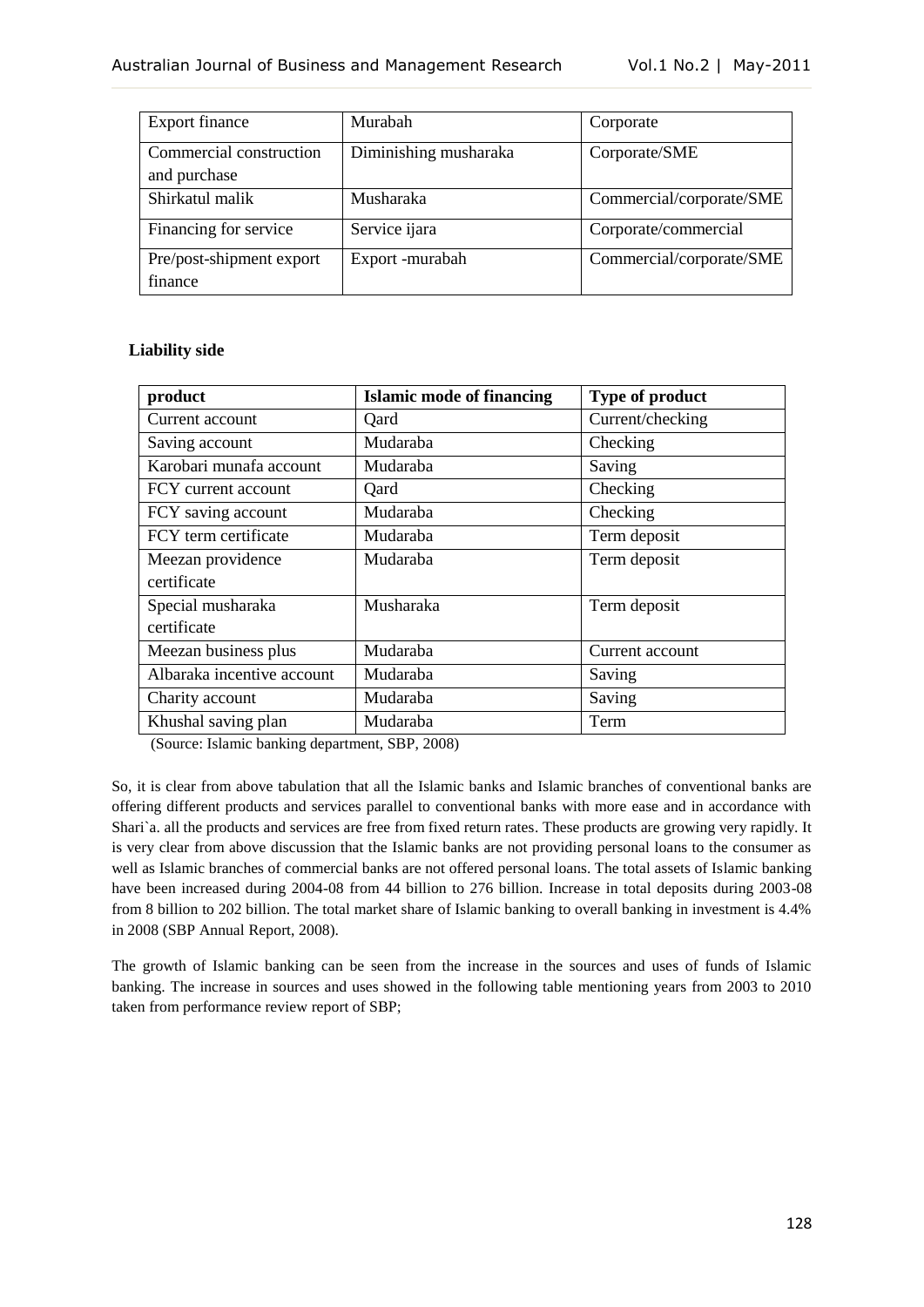| Export finance | Murabah | Corporate |
|---|---|---|
| Commercial construction and purchase | Diminishing musharaka | Corporate/SME |
| Shirkatul malik | Musharaka | Commercial/corporate/SME |
| Financing for service | Service ijara | Corporate/commercial |
| Pre/post-shipment export finance | Export -murabah | Commercial/corporate/SME |

**Liability side**

| product | Islamic mode of financing | Type of product |
|---|---|---|
| Current account | Qard | Current/checking |
| Saving account | Mudaraba | Checking |
| Karobari munafa account | Mudaraba | Saving |
| FCY current account | Qard | Checking |
| FCY saving account | Mudaraba | Checking |
| FCY term certificate | Mudaraba | Term deposit |
| Meezan providence certificate | Mudaraba | Term deposit |
| Special musharaka certificate | Musharaka | Term deposit |
| Meezan business plus | Mudaraba | Current account |
| Albaraka incentive account | Mudaraba | Saving |
| Charity account | Mudaraba | Saving |
| Khushal saving plan | Mudaraba | Term |

(Source: Islamic banking department, SBP, 2008)

So, it is clear from above tabulation that all the Islamic banks and Islamic branches of conventional banks are offering different products and services parallel to conventional banks with more ease and in accordance with Shari`a. all the products and services are free from fixed return rates. These products are growing very rapidly. It is very clear from above discussion that the Islamic banks are not providing personal loans to the consumer as well as Islamic branches of commercial banks are not offered personal loans. The total assets of Islamic banking have been increased during 2004-08 from 44 billion to 276 billion. Increase in total deposits during 2003-08 from 8 billion to 202 billion. The total market share of Islamic banking to overall banking in investment is 4.4% in 2008 (SBP Annual Report, 2008).

The growth of Islamic banking can be seen from the increase in the sources and uses of funds of Islamic banking. The increase in sources and uses showed in the following table mentioning years from 2003 to 2010 taken from performance review report of SBP;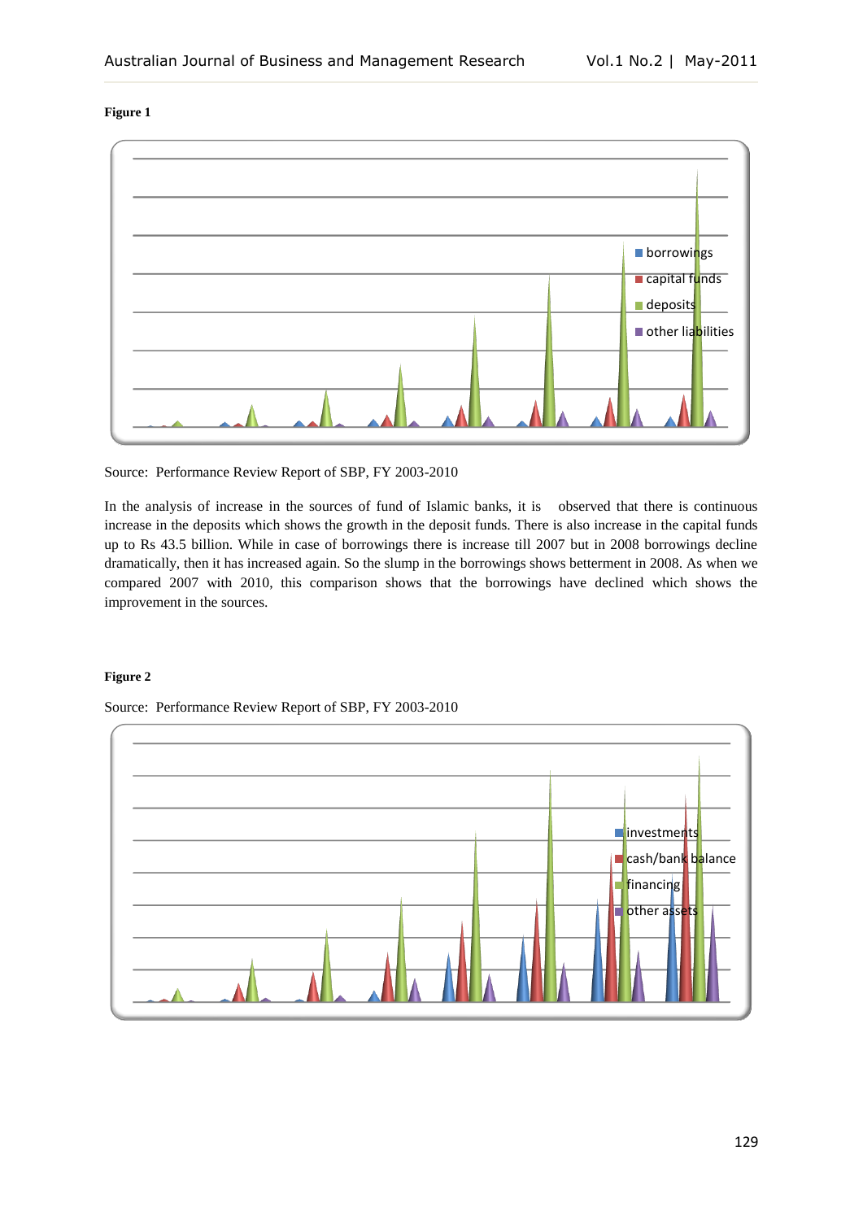**Figure 1**

Source: Performance Review Report of SBP, FY 2003-2010

In the analysis of increase in the sources of fund of Islamic banks, it is observed that there is continuous increase in the deposits which shows the growth in the deposit funds. There is also increase in the capital funds up to Rs 43.5 billion. While in case of borrowings there is increase till 2007 but in 2008 borrowings decline dramatically, then it has increased again. So the slump in the borrowings shows betterment in 2008. As when we compared 2007 with 2010, this comparison shows that the borrowings have declined which shows the improvement in the sources.

**Figure 2**

Source: Performance Review Report of SBP, FY 2003-2010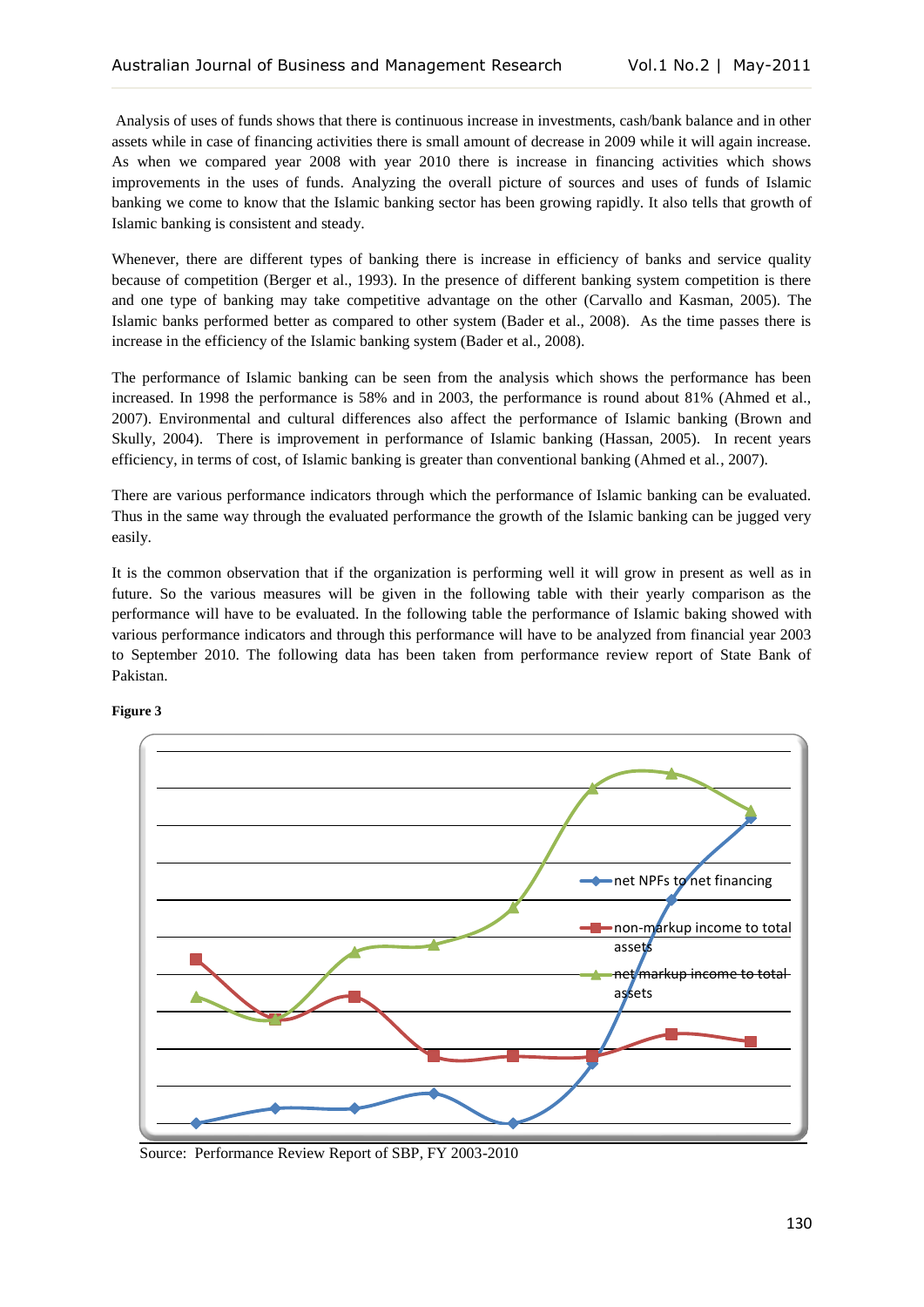Analysis of uses of funds shows that there is continuous increase in investments, cash/bank balance and in other assets while in case of financing activities there is small amount of decrease in 2009 while it will again increase. As when we compared year 2008 with year 2010 there is increase in financing activities which shows improvements in the uses of funds. Analyzing the overall picture of sources and uses of funds of Islamic banking we come to know that the Islamic banking sector has been growing rapidly. It also tells that growth of Islamic banking is consistent and steady.

Whenever, there are different types of banking there is increase in efficiency of banks and service quality because of competition (Berger et al., 1993). In the presence of different banking system competition is there and one type of banking may take competitive advantage on the other (Carvallo and Kasman, 2005). The Islamic banks performed better as compared to other system (Bader et al., 2008). As the time passes there is increase in the efficiency of the Islamic banking system (Bader et al., 2008).

The performance of Islamic banking can be seen from the analysis which shows the performance has been increased. In 1998 the performance is 58% and in 2003, the performance is round about 81% (Ahmed et al., 2007). Environmental and cultural differences also affect the performance of Islamic banking (Brown and Skully, 2004). There is improvement in performance of Islamic banking (Hassan, 2005). In recent years efficiency, in terms of cost, of Islamic banking is greater than conventional banking (Ahmed et al., 2007).

There are various performance indicators through which the performance of Islamic banking can be evaluated. Thus in the same way through the evaluated performance the growth of the Islamic banking can be jugged very easily.

It is the common observation that if the organization is performing well it will grow in present as well as in future. So the various measures will be given in the following table with their yearly comparison as the performance will have to be evaluated. In the following table the performance of Islamic baking showed with various performance indicators and through this performance will have to be analyzed from financial year 2003 to September 2010. The following data has been taken from performance review report of State Bank of Pakistan.

**Figure 3**

net NPFs to net financing
non-markup income to total assets
net markup income to total assets

Source: Performance Review Report of SBP, FY 2003-2010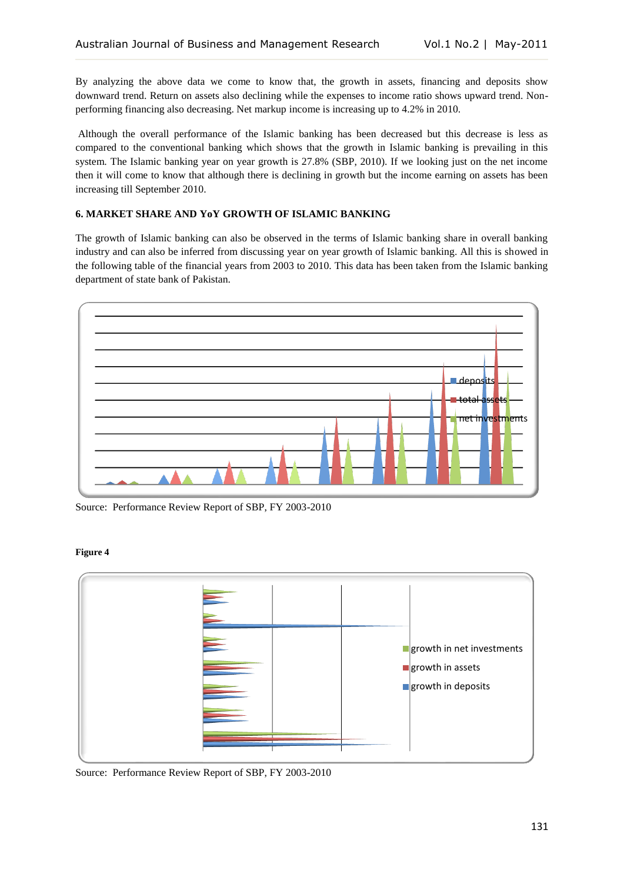By analyzing the above data we come to know that, the growth in assets, financing and deposits show downward trend. Return on assets also declining while the expenses to income ratio shows upward trend. Non-performing financing also decreasing. Net markup income is increasing up to 4.2% in 2010.

Although the overall performance of the Islamic banking has been decreased but this decrease is less as compared to the conventional banking which shows that the growth in Islamic banking is prevailing in this system. The Islamic banking year on year growth is 27.8% (SBP, 2010). If we looking just on the net income then it will come to know that although there is declining in growth but the income earning on assets has been increasing till September 2010.

### 6. MARKET SHARE AND YoY GROWTH OF ISLAMIC BANKING

The growth of Islamic banking can also be observed in the terms of Islamic banking share in overall banking industry and can also be inferred from discussing year on year growth of Islamic banking. All this is showed in the following table of the financial years from 2003 to 2010. This data has been taken from the Islamic banking department of state bank of Pakistan.

deposits
total assets
net investments

Source: Performance Review Report of SBP, FY 2003-2010

**Figure 4**

growth in net investments
growth in assets
growth in deposits

Source: Performance Review Report of SBP, FY 2003-2010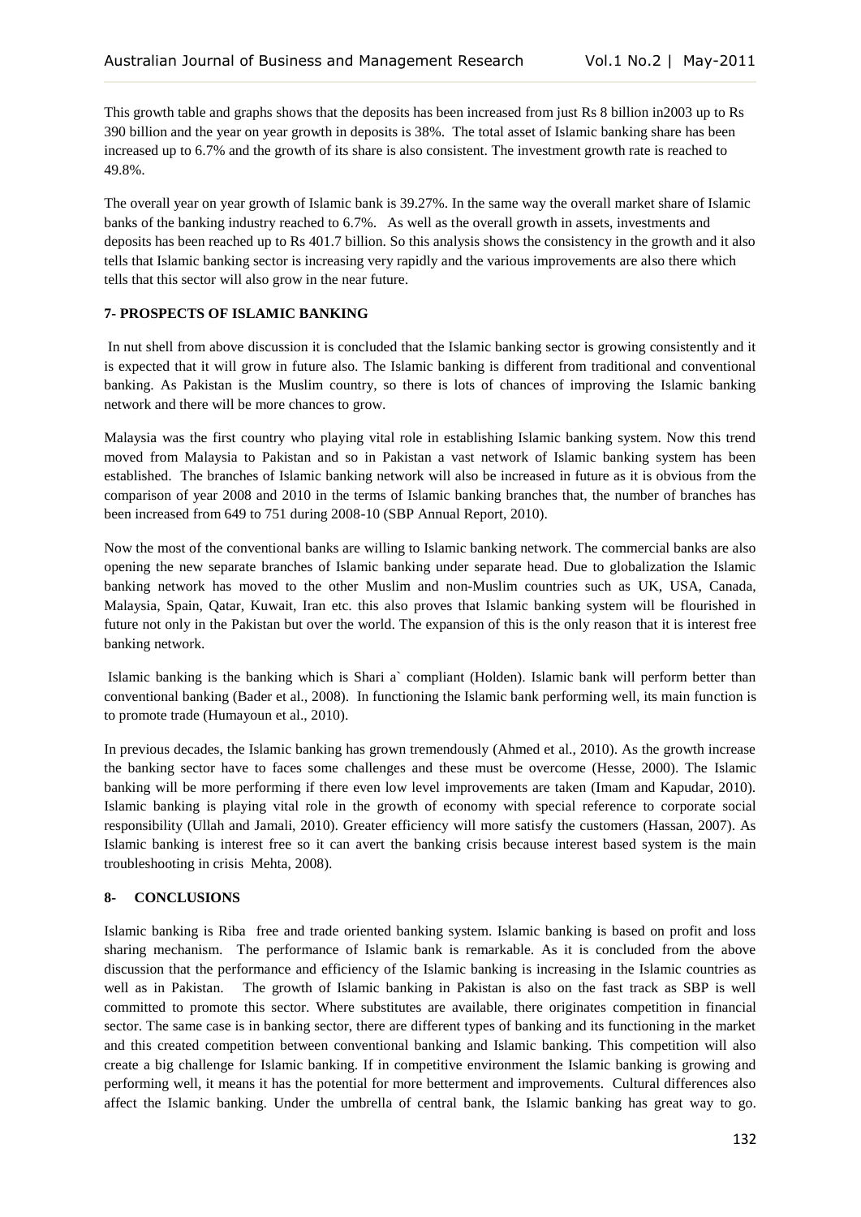This growth table and graphs shows that the deposits has been increased from just Rs 8 billion in2003 up to Rs 390 billion and the year on year growth in deposits is 38%. The total asset of Islamic banking share has been increased up to 6.7% and the growth of its share is also consistent. The investment growth rate is reached to 49.8%.

The overall year on year growth of Islamic bank is 39.27%. In the same way the overall market share of Islamic banks of the banking industry reached to 6.7%. As well as the overall growth in assets, investments and deposits has been reached up to Rs 401.7 billion. So this analysis shows the consistency in the growth and it also tells that Islamic banking sector is increasing very rapidly and the various improvements are also there which tells that this sector will also grow in the near future.

## 7- PROSPECTS OF ISLAMIC BANKING

In nut shell from above discussion it is concluded that the Islamic banking sector is growing consistently and it is expected that it will grow in future also. The Islamic banking is different from traditional and conventional banking. As Pakistan is the Muslim country, so there is lots of chances of improving the Islamic banking network and there will be more chances to grow.

Malaysia was the first country who playing vital role in establishing Islamic banking system. Now this trend moved from Malaysia to Pakistan and so in Pakistan a vast network of Islamic banking system has been established. The branches of Islamic banking network will also be increased in future as it is obvious from the comparison of year 2008 and 2010 in the terms of Islamic banking branches that, the number of branches has been increased from 649 to 751 during 2008-10 (SBP Annual Report, 2010).

Now the most of the conventional banks are willing to Islamic banking network. The commercial banks are also opening the new separate branches of Islamic banking under separate head. Due to globalization the Islamic banking network has moved to the other Muslim and non-Muslim countries such as UK, USA, Canada, Malaysia, Spain, Qatar, Kuwait, Iran etc. this also proves that Islamic banking system will be flourished in future not only in the Pakistan but over the world. The expansion of this is the only reason that it is interest free banking network.

Islamic banking is the banking which is Shari a` compliant (Holden). Islamic bank will perform better than conventional banking (Bader et al., 2008). In functioning the Islamic bank performing well, its main function is to promote trade (Humayoun et al., 2010).

In previous decades, the Islamic banking has grown tremendously (Ahmed et al., 2010). As the growth increase the banking sector have to faces some challenges and these must be overcome (Hesse, 2000). The Islamic banking will be more performing if there even low level improvements are taken (Imam and Kapudar, 2010). Islamic banking is playing vital role in the growth of economy with special reference to corporate social responsibility (Ullah and Jamali, 2010). Greater efficiency will more satisfy the customers (Hassan, 2007). As Islamic banking is interest free so it can avert the banking crisis because interest based system is the main troubleshooting in crisis Mehta, 2008).

## 8- CONCLUSIONS

Islamic banking is Riba free and trade oriented banking system. Islamic banking is based on profit and loss sharing mechanism. The performance of Islamic bank is remarkable. As it is concluded from the above discussion that the performance and efficiency of the Islamic banking is increasing in the Islamic countries as well as in Pakistan. The growth of Islamic banking in Pakistan is also on the fast track as SBP is well committed to promote this sector. Where substitutes are available, there originates competition in financial sector. The same case is in banking sector, there are different types of banking and its functioning in the market and this created competition between conventional banking and Islamic banking. This competition will also create a big challenge for Islamic banking. If in competitive environment the Islamic banking is growing and performing well, it means it has the potential for more betterment and improvements. Cultural differences also affect the Islamic banking. Under the umbrella of central bank, the Islamic banking has great way to go.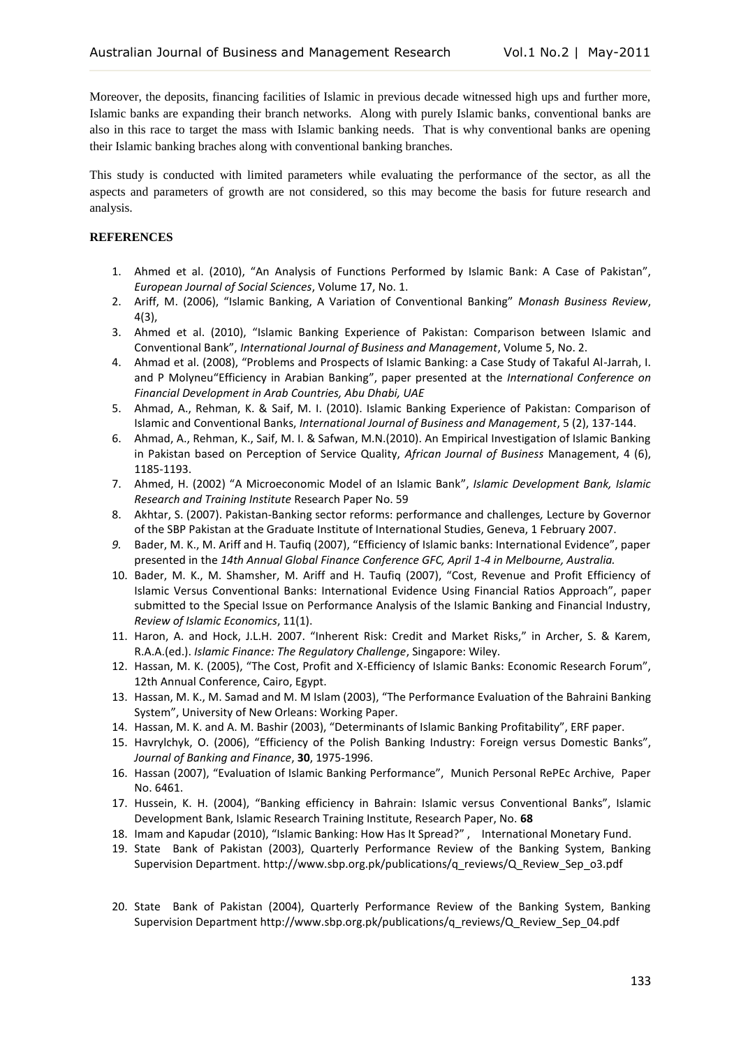Moreover, the deposits, financing facilities of Islamic in previous decade witnessed high ups and further more, Islamic banks are expanding their branch networks. Along with purely Islamic banks, conventional banks are also in this race to target the mass with Islamic banking needs. That is why conventional banks are opening their Islamic banking braches along with conventional banking branches.

This study is conducted with limited parameters while evaluating the performance of the sector, as all the aspects and parameters of growth are not considered, so this may become the basis for future research and analysis.

## REFERENCES

1. Ahmed et al. (2010), "An Analysis of Functions Performed by Islamic Bank: A Case of Pakistan", *European Journal of Social Sciences*, Volume 17, No. 1.
2. Ariff, M. (2006), "Islamic Banking, A Variation of Conventional Banking" *Monash Business Review*, 4(3),
3. Ahmed et al. (2010), "Islamic Banking Experience of Pakistan: Comparison between Islamic and Conventional Bank", *International Journal of Business and Management*, Volume 5, No. 2.
4. Ahmad et al. (2008), "Problems and Prospects of Islamic Banking: a Case Study of Takaful Al-Jarrah, I. and P Molyneu"Efficiency in Arabian Banking", paper presented at the *International Conference on Financial Development in Arab Countries, Abu Dhabi, UAE*
5. Ahmad, A., Rehman, K. & Saif, M. I. (2010). Islamic Banking Experience of Pakistan: Comparison of Islamic and Conventional Banks, *International Journal of Business and Management*, 5 (2), 137-144.
6. Ahmad, A., Rehman, K., Saif, M. I. & Safwan, M.N.(2010). An Empirical Investigation of Islamic Banking in Pakistan based on Perception of Service Quality, *African Journal of Business* Management, 4 (6), 1185-1193.
7. Ahmed, H. (2002) "A Microeconomic Model of an Islamic Bank", *Islamic Development Bank, Islamic Research and Training Institute* Research Paper No. 59
8. Akhtar, S. (2007). Pakistan-Banking sector reforms: performance and challenges*,* Lecture by Governor of the SBP Pakistan at the Graduate Institute of International Studies, Geneva, 1 February 2007.
9. Bader, M. K., M. Ariff and H. Taufiq (2007), "Efficiency of Islamic banks: International Evidence", paper presented in the *14th Annual Global Finance Conference GFC, April 1-4 in Melbourne, Australia.*
10. Bader, M. K., M. Shamsher, M. Ariff and H. Taufiq (2007), "Cost, Revenue and Profit Efficiency of Islamic Versus Conventional Banks: International Evidence Using Financial Ratios Approach", paper submitted to the Special Issue on Performance Analysis of the Islamic Banking and Financial Industry, *Review of Islamic Economics*, 11(1).
11. Haron, A. and Hock, J.L.H. 2007. "Inherent Risk: Credit and Market Risks," in Archer, S. & Karem, R.A.A.(ed.). *Islamic Finance: The Regulatory Challenge*, Singapore: Wiley.
12. Hassan, M. K. (2005), "The Cost, Profit and X-Efficiency of Islamic Banks: Economic Research Forum", 12th Annual Conference, Cairo, Egypt.
13. Hassan, M. K., M. Samad and M. M Islam (2003), "The Performance Evaluation of the Bahraini Banking System", University of New Orleans: Working Paper.
14. Hassan, M. K. and A. M. Bashir (2003), "Determinants of Islamic Banking Profitability", ERF paper.
15. Havrylchyk, O. (2006), "Efficiency of the Polish Banking Industry: Foreign versus Domestic Banks", *Journal of Banking and Finance*, **30**, 1975-1996.
16. Hassan (2007), "Evaluation of Islamic Banking Performance", Munich Personal RePEc Archive, Paper No. 6461.
17. Hussein, K. H. (2004), "Banking efficiency in Bahrain: Islamic versus Conventional Banks", Islamic Development Bank, Islamic Research Training Institute, Research Paper, No. **68**
18. Imam and Kapudar (2010), "Islamic Banking: How Has It Spread?" , International Monetary Fund.
19. State Bank of Pakistan (2003), Quarterly Performance Review of the Banking System, Banking Supervision Department. http://www.sbp.org.pk/publications/q_reviews/Q_Review_Sep_o3.pdf
20. State Bank of Pakistan (2004), Quarterly Performance Review of the Banking System, Banking Supervision Department http://www.sbp.org.pk/publications/q_reviews/Q_Review_Sep_04.pdf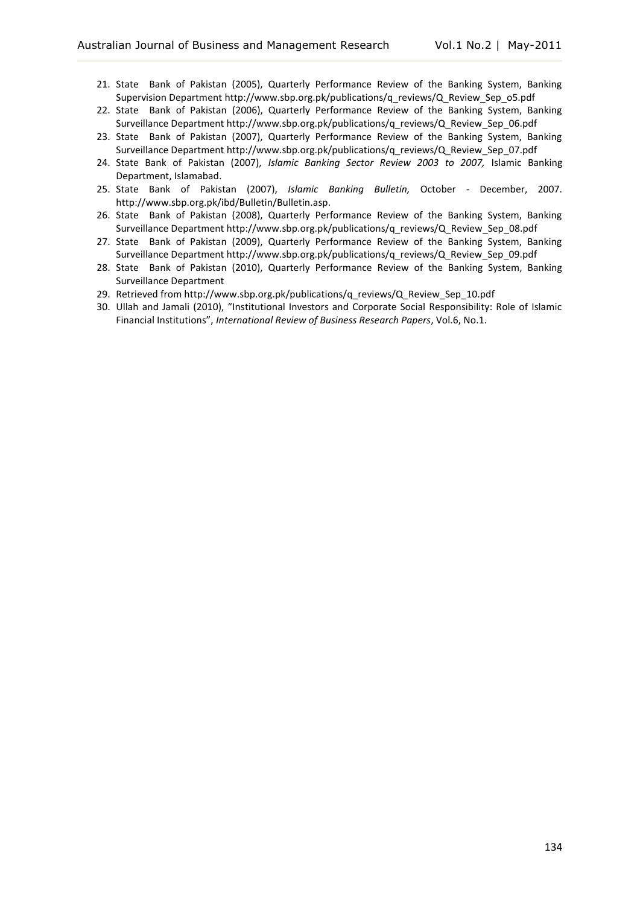21. State Bank of Pakistan (2005), Quarterly Performance Review of the Banking System, Banking Supervision Department http://www.sbp.org.pk/publications/q_reviews/Q_Review_Sep_o5.pdf
22. State Bank of Pakistan (2006), Quarterly Performance Review of the Banking System, Banking Surveillance Department http://www.sbp.org.pk/publications/q_reviews/Q_Review_Sep_06.pdf
23. State Bank of Pakistan (2007), Quarterly Performance Review of the Banking System, Banking Surveillance Department http://www.sbp.org.pk/publications/q_reviews/Q_Review_Sep_07.pdf
24. State Bank of Pakistan (2007), *Islamic Banking Sector Review 2003 to 2007,* Islamic Banking Department, Islamabad.
25. State Bank of Pakistan (2007), *Islamic Banking Bulletin,* October - December, 2007. http://www.sbp.org.pk/ibd/Bulletin/Bulletin.asp.
26. State Bank of Pakistan (2008), Quarterly Performance Review of the Banking System, Banking Surveillance Department http://www.sbp.org.pk/publications/q_reviews/Q_Review_Sep_08.pdf
27. State Bank of Pakistan (2009), Quarterly Performance Review of the Banking System, Banking Surveillance Department http://www.sbp.org.pk/publications/q_reviews/Q_Review_Sep_09.pdf
28. State Bank of Pakistan (2010), Quarterly Performance Review of the Banking System, Banking Surveillance Department
29. Retrieved from http://www.sbp.org.pk/publications/q_reviews/Q_Review_Sep_10.pdf
30. Ullah and Jamali (2010), "Institutional Investors and Corporate Social Responsibility: Role of Islamic Financial Institutions", *International Review of Business Research Papers*, Vol.6, No.1.